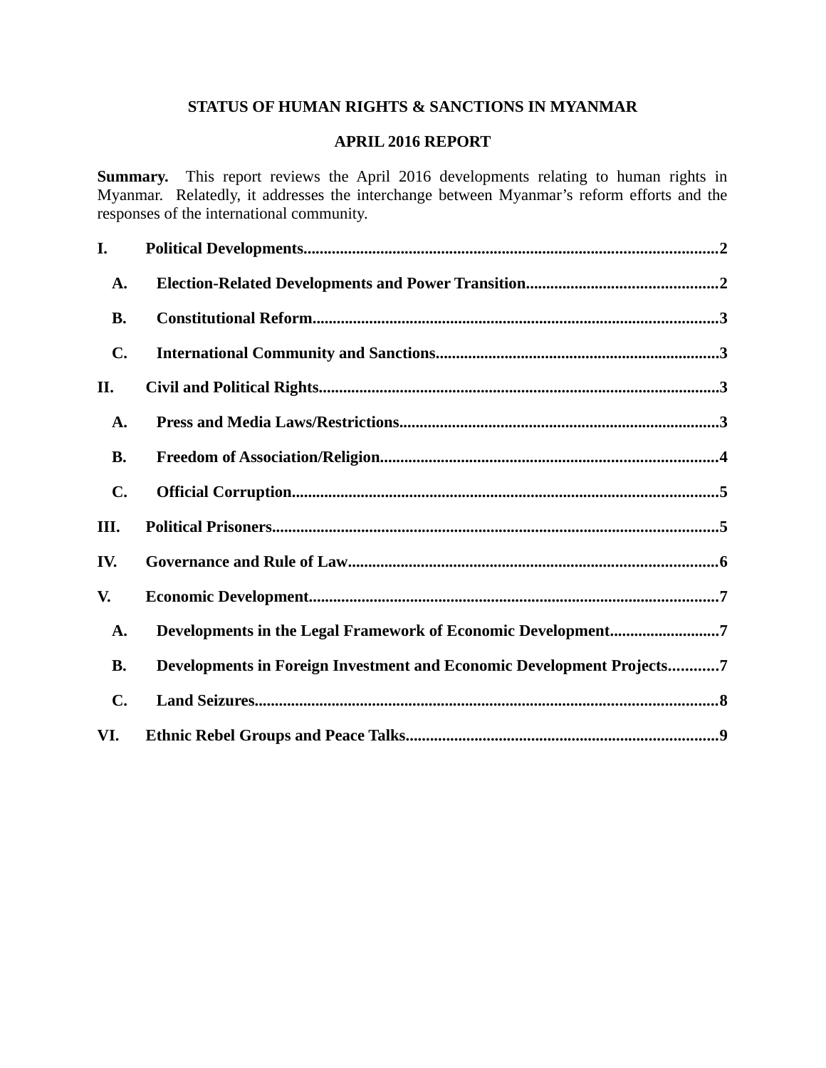# STATUS OF HUMAN RIGHTS & SANCTIONS IN MYANMAR

## APRIL 2016 REPORT

**Summary.** This report reviews the April 2016 developments relating to human rights in Myanmar. Relatedly, it addresses the interchange between Myanmar's reform efforts and the responses of the international community.

**I. Political Developments......................................................................................................2**

**A. Election-Related Developments and Power Transition...............................................2**

**B. Constitutional Reform...................................................................................................3**

**C. International Community and Sanctions......................................................................3**

**II. Civil and Political Rights..................................................................................................3**

**A. Press and Media Laws/Restrictions..............................................................................3**

**B. Freedom of Association/Religion..................................................................................4**

**C. Official Corruption.........................................................................................................5**

**III. Political Prisoners............................................................................................................5**

**IV. Governance and Rule of Law..........................................................................................6**

**V. Economic Development....................................................................................................7**

**A. Developments in the Legal Framework of Economic Development..........................7**

**B. Developments in Foreign Investment and Economic Development Projects............7**

**C. Land Seizures..................................................................................................................8**

**VI. Ethnic Rebel Groups and Peace Talks............................................................................9**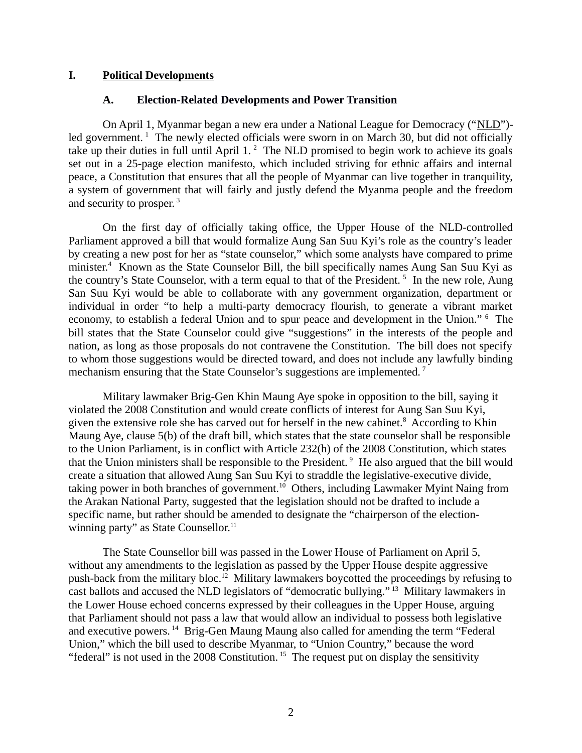# I. Political Developments

## A. Election-Related Developments and Power Transition

On April 1, Myanmar began a new era under a National League for Democracy ("NLD")-led government.[1] The newly elected officials were sworn in on March 30, but did not officially take up their duties in full until April 1.[2] The NLD promised to begin work to achieve its goals set out in a 25-page election manifesto, which included striving for ethnic affairs and internal peace, a Constitution that ensures that all the people of Myanmar can live together in tranquility, a system of government that will fairly and justly defend the Myanma people and the freedom and security to prosper.[3]

On the first day of officially taking office, the Upper House of the NLD-controlled Parliament approved a bill that would formalize Aung San Suu Kyi's role as the country's leader by creating a new post for her as "state counselor," which some analysts have compared to prime minister.[4] Known as the State Counselor Bill, the bill specifically names Aung San Suu Kyi as the country's State Counselor, with a term equal to that of the President.[5] In the new role, Aung San Suu Kyi would be able to collaborate with any government organization, department or individual in order "to help a multi-party democracy flourish, to generate a vibrant market economy, to establish a federal Union and to spur peace and development in the Union."[6] The bill states that the State Counselor could give "suggestions" in the interests of the people and nation, as long as those proposals do not contravene the Constitution. The bill does not specify to whom those suggestions would be directed toward, and does not include any lawfully binding mechanism ensuring that the State Counselor's suggestions are implemented.[7]

Military lawmaker Brig-Gen Khin Maung Aye spoke in opposition to the bill, saying it violated the 2008 Constitution and would create conflicts of interest for Aung San Suu Kyi, given the extensive role she has carved out for herself in the new cabinet.[8] According to Khin Maung Aye, clause 5(b) of the draft bill, which states that the state counselor shall be responsible to the Union Parliament, is in conflict with Article 232(h) of the 2008 Constitution, which states that the Union ministers shall be responsible to the President.[9] He also argued that the bill would create a situation that allowed Aung San Suu Kyi to straddle the legislative-executive divide, taking power in both branches of government.[10] Others, including Lawmaker Myint Naing from the Arakan National Party, suggested that the legislation should not be drafted to include a specific name, but rather should be amended to designate the "chairperson of the election-winning party" as State Counsellor.[11]

The State Counsellor bill was passed in the Lower House of Parliament on April 5, without any amendments to the legislation as passed by the Upper House despite aggressive push-back from the military bloc.[12] Military lawmakers boycotted the proceedings by refusing to cast ballots and accused the NLD legislators of "democratic bullying."[13] Military lawmakers in the Lower House echoed concerns expressed by their colleagues in the Upper House, arguing that Parliament should not pass a law that would allow an individual to possess both legislative and executive powers.[14] Brig-Gen Maung Maung also called for amending the term "Federal Union," which the bill used to describe Myanmar, to "Union Country," because the word "federal" is not used in the 2008 Constitution.[15] The request put on display the sensitivity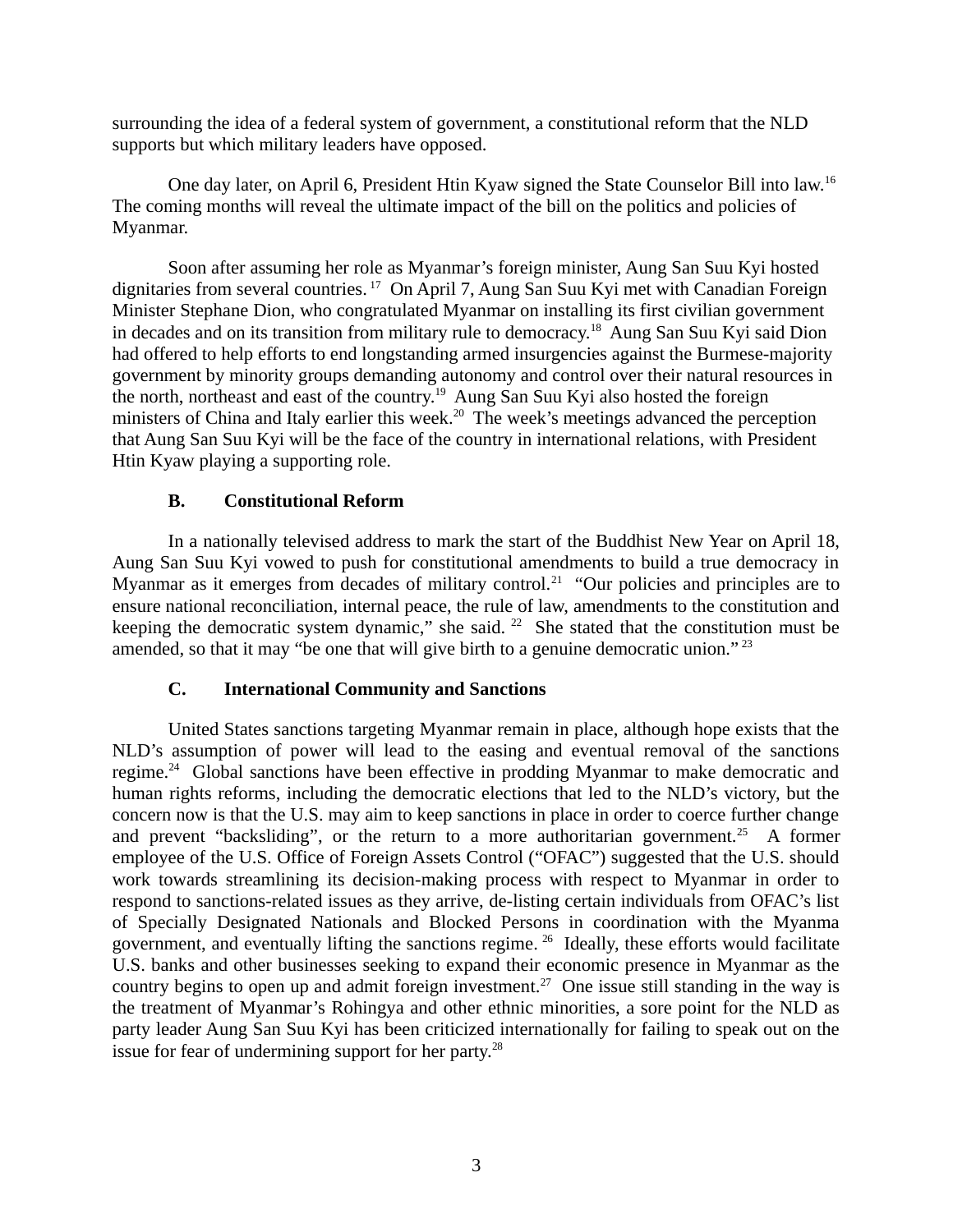surrounding the idea of a federal system of government, a constitutional reform that the NLD supports but which military leaders have opposed.

One day later, on April 6, President Htin Kyaw signed the State Counselor Bill into law.[16] The coming months will reveal the ultimate impact of the bill on the politics and policies of Myanmar.

Soon after assuming her role as Myanmar's foreign minister, Aung San Suu Kyi hosted dignitaries from several countries.[17] On April 7, Aung San Suu Kyi met with Canadian Foreign Minister Stephane Dion, who congratulated Myanmar on installing its first civilian government in decades and on its transition from military rule to democracy.[18] Aung San Suu Kyi said Dion had offered to help efforts to end longstanding armed insurgencies against the Burmese-majority government by minority groups demanding autonomy and control over their natural resources in the north, northeast and east of the country.[19] Aung San Suu Kyi also hosted the foreign ministers of China and Italy earlier this week.[20] The week's meetings advanced the perception that Aung San Suu Kyi will be the face of the country in international relations, with President Htin Kyaw playing a supporting role.

### B. Constitutional Reform

In a nationally televised address to mark the start of the Buddhist New Year on April 18, Aung San Suu Kyi vowed to push for constitutional amendments to build a true democracy in Myanmar as it emerges from decades of military control.[21] "Our policies and principles are to ensure national reconciliation, internal peace, the rule of law, amendments to the constitution and keeping the democratic system dynamic," she said.[22] She stated that the constitution must be amended, so that it may "be one that will give birth to a genuine democratic union."[23]

### C. International Community and Sanctions

United States sanctions targeting Myanmar remain in place, although hope exists that the NLD's assumption of power will lead to the easing and eventual removal of the sanctions regime.[24] Global sanctions have been effective in prodding Myanmar to make democratic and human rights reforms, including the democratic elections that led to the NLD's victory, but the concern now is that the U.S. may aim to keep sanctions in place in order to coerce further change and prevent "backsliding", or the return to a more authoritarian government.[25] A former employee of the U.S. Office of Foreign Assets Control ("OFAC") suggested that the U.S. should work towards streamlining its decision-making process with respect to Myanmar in order to respond to sanctions-related issues as they arrive, de-listing certain individuals from OFAC's list of Specially Designated Nationals and Blocked Persons in coordination with the Myanma government, and eventually lifting the sanctions regime.[26] Ideally, these efforts would facilitate U.S. banks and other businesses seeking to expand their economic presence in Myanmar as the country begins to open up and admit foreign investment.[27] One issue still standing in the way is the treatment of Myanmar's Rohingya and other ethnic minorities, a sore point for the NLD as party leader Aung San Suu Kyi has been criticized internationally for failing to speak out on the issue for fear of undermining support for her party.[28]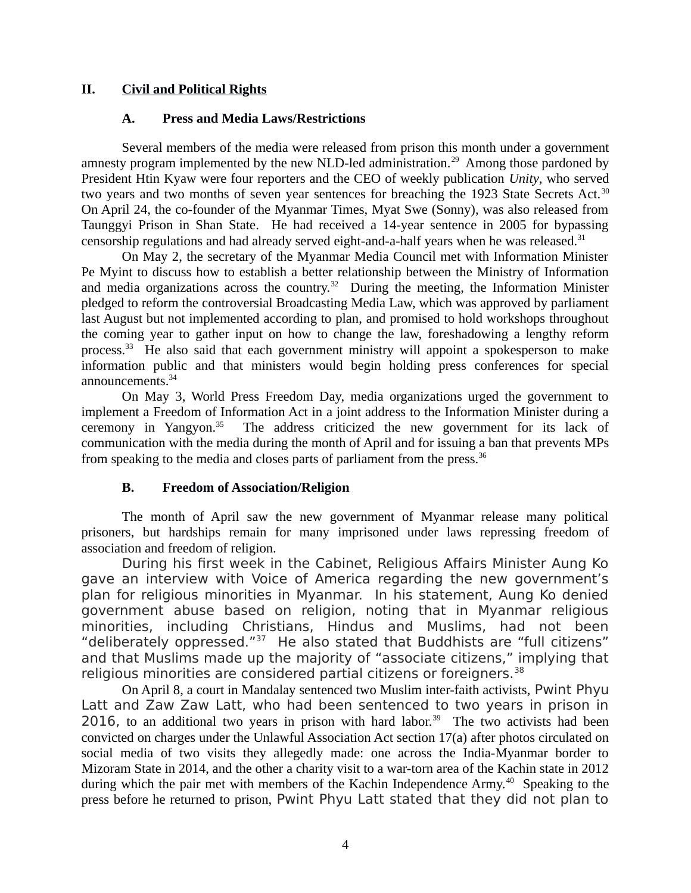## II. Civil and Political Rights

### A. Press and Media Laws/Restrictions

Several members of the media were released from prison this month under a government amnesty program implemented by the new NLD-led administration.[29] Among those pardoned by President Htin Kyaw were four reporters and the CEO of weekly publication *Unity*, who served two years and two months of seven year sentences for breaching the 1923 State Secrets Act.[30] On April 24, the co-founder of the Myanmar Times, Myat Swe (Sonny), was also released from Taunggyi Prison in Shan State. He had received a 14-year sentence in 2005 for bypassing censorship regulations and had already served eight-and-a-half years when he was released.[31]

On May 2, the secretary of the Myanmar Media Council met with Information Minister Pe Myint to discuss how to establish a better relationship between the Ministry of Information and media organizations across the country.[32] During the meeting, the Information Minister pledged to reform the controversial Broadcasting Media Law, which was approved by parliament last August but not implemented according to plan, and promised to hold workshops throughout the coming year to gather input on how to change the law, foreshadowing a lengthy reform process.[33] He also said that each government ministry will appoint a spokesperson to make information public and that ministers would begin holding press conferences for special announcements.[34]

On May 3, World Press Freedom Day, media organizations urged the government to implement a Freedom of Information Act in a joint address to the Information Minister during a ceremony in Yangyon.[35] The address criticized the new government for its lack of communication with the media during the month of April and for issuing a ban that prevents MPs from speaking to the media and closes parts of parliament from the press.[36]

### B. Freedom of Association/Religion

The month of April saw the new government of Myanmar release many political prisoners, but hardships remain for many imprisoned under laws repressing freedom of association and freedom of religion.

During his first week in the Cabinet, Religious Affairs Minister Aung Ko gave an interview with Voice of America regarding the new government's plan for religious minorities in Myanmar. In his statement, Aung Ko denied government abuse based on religion, noting that in Myanmar religious minorities, including Christians, Hindus and Muslims, had not been "deliberately oppressed."[37] He also stated that Buddhists are "full citizens" and that Muslims made up the majority of "associate citizens," implying that religious minorities are considered partial citizens or foreigners.[38]

On April 8, a court in Mandalay sentenced two Muslim inter-faith activists, Pwint Phyu Latt and Zaw Zaw Latt, who had been sentenced to two years in prison in 2016, to an additional two years in prison with hard labor.[39] The two activists had been convicted on charges under the Unlawful Association Act section 17(a) after photos circulated on social media of two visits they allegedly made: one across the India-Myanmar border to Mizoram State in 2014, and the other a charity visit to a war-torn area of the Kachin state in 2012 during which the pair met with members of the Kachin Independence Army.[40] Speaking to the press before he returned to prison, Pwint Phyu Latt stated that they did not plan to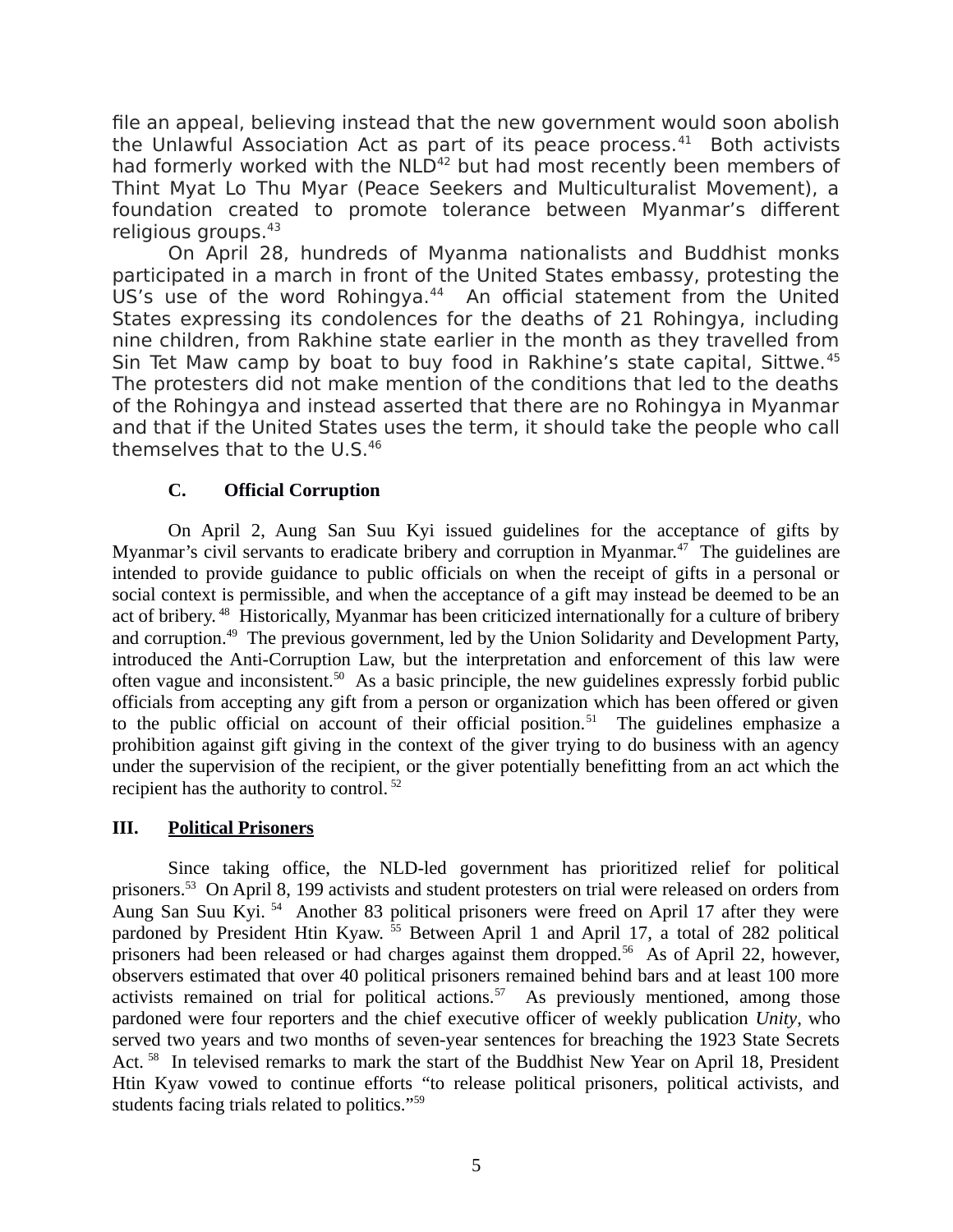file an appeal, believing instead that the new government would soon abolish the Unlawful Association Act as part of its peace process.[41] Both activists had formerly worked with the NLD[42] but had most recently been members of Thint Myat Lo Thu Myar (Peace Seekers and Multiculturalist Movement), a foundation created to promote tolerance between Myanmar's different religious groups.[43]

On April 28, hundreds of Myanma nationalists and Buddhist monks participated in a march in front of the United States embassy, protesting the US's use of the word Rohingya.[44] An official statement from the United States expressing its condolences for the deaths of 21 Rohingya, including nine children, from Rakhine state earlier in the month as they travelled from Sin Tet Maw camp by boat to buy food in Rakhine's state capital, Sittwe.[45] The protesters did not make mention of the conditions that led to the deaths of the Rohingya and instead asserted that there are no Rohingya in Myanmar and that if the United States uses the term, it should take the people who call themselves that to the U.S.[46]

### C. Official Corruption

On April 2, Aung San Suu Kyi issued guidelines for the acceptance of gifts by Myanmar's civil servants to eradicate bribery and corruption in Myanmar.[47] The guidelines are intended to provide guidance to public officials on when the receipt of gifts in a personal or social context is permissible, and when the acceptance of a gift may instead be deemed to be an act of bribery.[48] Historically, Myanmar has been criticized internationally for a culture of bribery and corruption.[49] The previous government, led by the Union Solidarity and Development Party, introduced the Anti-Corruption Law, but the interpretation and enforcement of this law were often vague and inconsistent.[50] As a basic principle, the new guidelines expressly forbid public officials from accepting any gift from a person or organization which has been offered or given to the public official on account of their official position.[51] The guidelines emphasize a prohibition against gift giving in the context of the giver trying to do business with an agency under the supervision of the recipient, or the giver potentially benefitting from an act which the recipient has the authority to control.[52]

## III. Political Prisoners

Since taking office, the NLD-led government has prioritized relief for political prisoners.[53] On April 8, 199 activists and student protesters on trial were released on orders from Aung San Suu Kyi.[54] Another 83 political prisoners were freed on April 17 after they were pardoned by President Htin Kyaw.[55] Between April 1 and April 17, a total of 282 political prisoners had been released or had charges against them dropped.[56] As of April 22, however, observers estimated that over 40 political prisoners remained behind bars and at least 100 more activists remained on trial for political actions.[57] As previously mentioned, among those pardoned were four reporters and the chief executive officer of weekly publication *Unity*, who served two years and two months of seven-year sentences for breaching the 1923 State Secrets Act.[58] In televised remarks to mark the start of the Buddhist New Year on April 18, President Htin Kyaw vowed to continue efforts "to release political prisoners, political activists, and students facing trials related to politics."[59]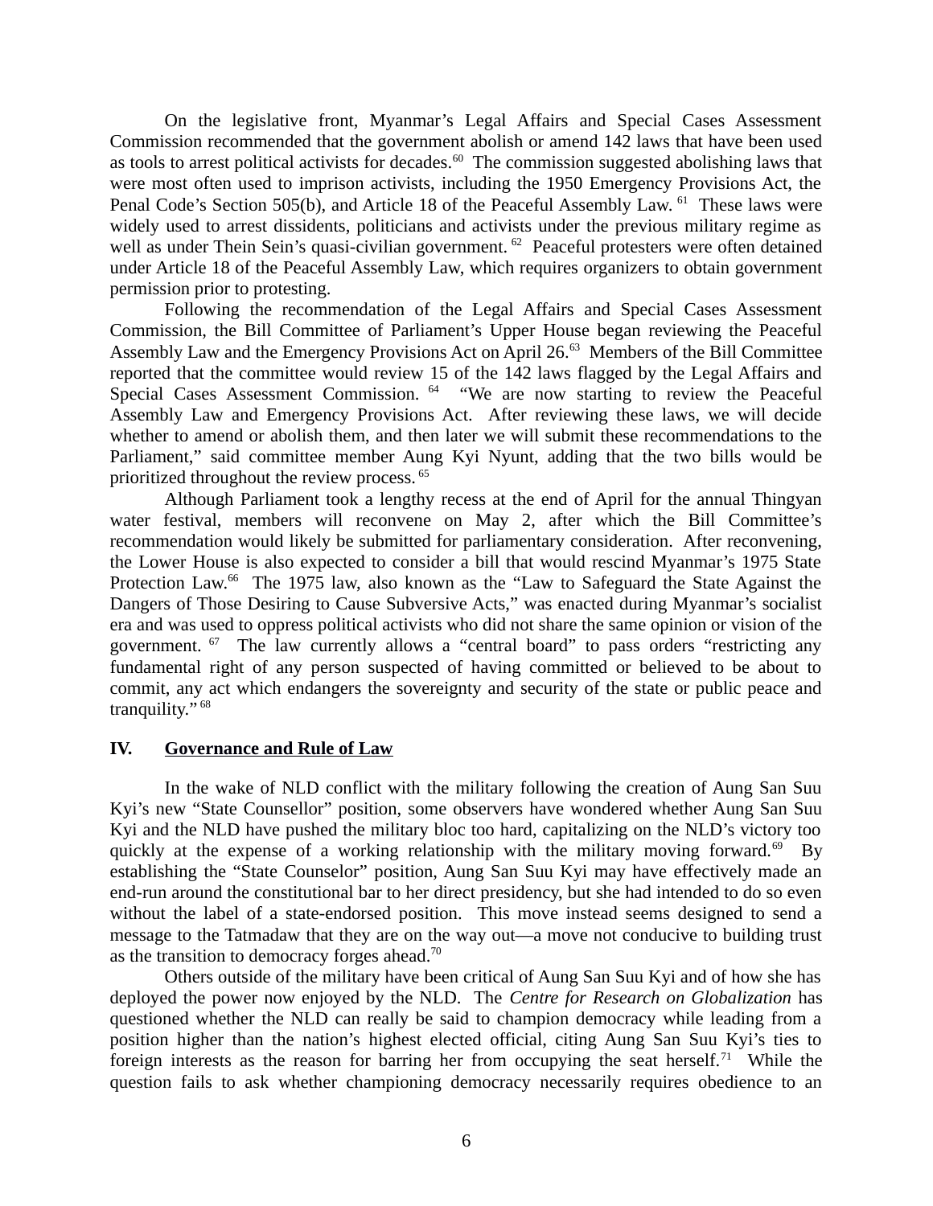On the legislative front, Myanmar's Legal Affairs and Special Cases Assessment Commission recommended that the government abolish or amend 142 laws that have been used as tools to arrest political activists for decades.[60] The commission suggested abolishing laws that were most often used to imprison activists, including the 1950 Emergency Provisions Act, the Penal Code's Section 505(b), and Article 18 of the Peaceful Assembly Law.[61] These laws were widely used to arrest dissidents, politicians and activists under the previous military regime as well as under Thein Sein's quasi-civilian government.[62] Peaceful protesters were often detained under Article 18 of the Peaceful Assembly Law, which requires organizers to obtain government permission prior to protesting.

Following the recommendation of the Legal Affairs and Special Cases Assessment Commission, the Bill Committee of Parliament's Upper House began reviewing the Peaceful Assembly Law and the Emergency Provisions Act on April 26.[63] Members of the Bill Committee reported that the committee would review 15 of the 142 laws flagged by the Legal Affairs and Special Cases Assessment Commission.[64] "We are now starting to review the Peaceful Assembly Law and Emergency Provisions Act. After reviewing these laws, we will decide whether to amend or abolish them, and then later we will submit these recommendations to the Parliament," said committee member Aung Kyi Nyunt, adding that the two bills would be prioritized throughout the review process.[65]

Although Parliament took a lengthy recess at the end of April for the annual Thingyan water festival, members will reconvene on May 2, after which the Bill Committee's recommendation would likely be submitted for parliamentary consideration. After reconvening, the Lower House is also expected to consider a bill that would rescind Myanmar's 1975 State Protection Law.[66] The 1975 law, also known as the "Law to Safeguard the State Against the Dangers of Those Desiring to Cause Subversive Acts," was enacted during Myanmar's socialist era and was used to oppress political activists who did not share the same opinion or vision of the government.[67] The law currently allows a "central board" to pass orders "restricting any fundamental right of any person suspected of having committed or believed to be about to commit, any act which endangers the sovereignty and security of the state or public peace and tranquility."[68]

## IV. Governance and Rule of Law

In the wake of NLD conflict with the military following the creation of Aung San Suu Kyi's new "State Counsellor" position, some observers have wondered whether Aung San Suu Kyi and the NLD have pushed the military bloc too hard, capitalizing on the NLD's victory too quickly at the expense of a working relationship with the military moving forward.[69] By establishing the "State Counselor" position, Aung San Suu Kyi may have effectively made an end-run around the constitutional bar to her direct presidency, but she had intended to do so even without the label of a state-endorsed position. This move instead seems designed to send a message to the Tatmadaw that they are on the way out—a move not conducive to building trust as the transition to democracy forges ahead.[70]

Others outside of the military have been critical of Aung San Suu Kyi and of how she has deployed the power now enjoyed by the NLD. The *Centre for Research on Globalization* has questioned whether the NLD can really be said to champion democracy while leading from a position higher than the nation's highest elected official, citing Aung San Suu Kyi's ties to foreign interests as the reason for barring her from occupying the seat herself.[71] While the question fails to ask whether championing democracy necessarily requires obedience to an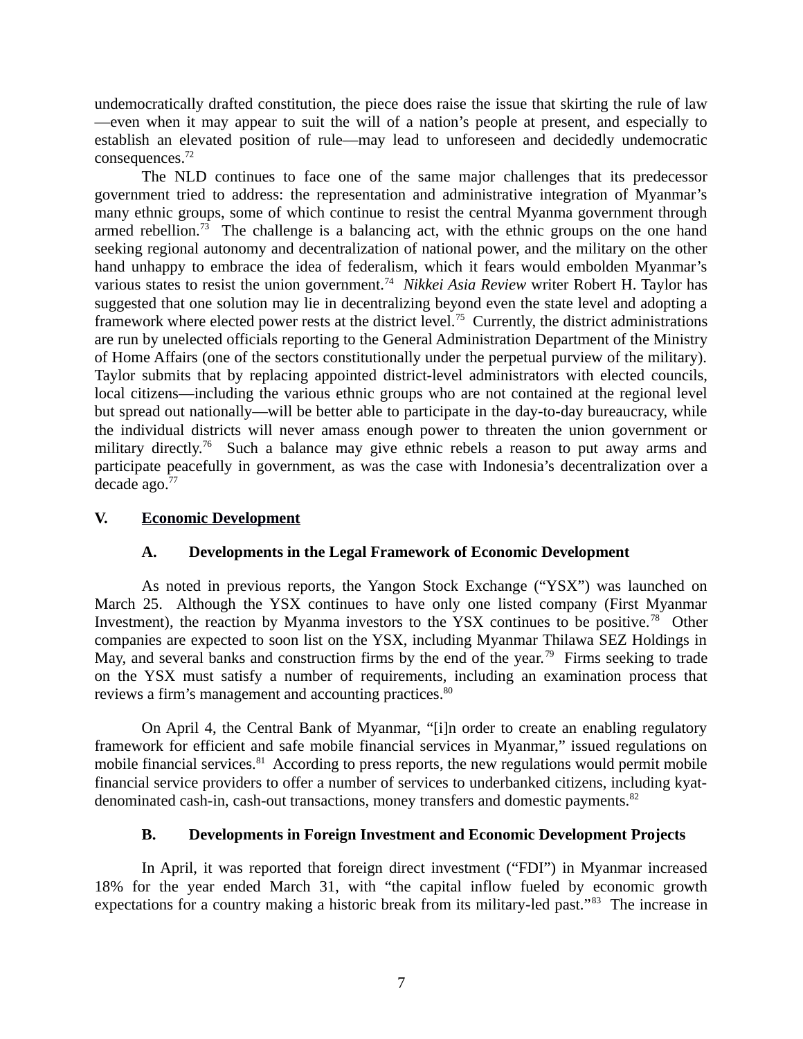undemocratically drafted constitution, the piece does raise the issue that skirting the rule of law—even when it may appear to suit the will of a nation's people at present, and especially to establish an elevated position of rule—may lead to unforeseen and decidedly undemocratic consequences.[72]

The NLD continues to face one of the same major challenges that its predecessor government tried to address: the representation and administrative integration of Myanmar's many ethnic groups, some of which continue to resist the central Myanma government through armed rebellion.[73] The challenge is a balancing act, with the ethnic groups on the one hand seeking regional autonomy and decentralization of national power, and the military on the other hand unhappy to embrace the idea of federalism, which it fears would embolden Myanmar's various states to resist the union government.[74] *Nikkei Asia Review* writer Robert H. Taylor has suggested that one solution may lie in decentralizing beyond even the state level and adopting a framework where elected power rests at the district level.[75] Currently, the district administrations are run by unelected officials reporting to the General Administration Department of the Ministry of Home Affairs (one of the sectors constitutionally under the perpetual purview of the military). Taylor submits that by replacing appointed district-level administrators with elected councils, local citizens—including the various ethnic groups who are not contained at the regional level but spread out nationally—will be better able to participate in the day-to-day bureaucracy, while the individual districts will never amass enough power to threaten the union government or military directly.[76] Such a balance may give ethnic rebels a reason to put away arms and participate peacefully in government, as was the case with Indonesia's decentralization over a decade ago.[77]

## V. Economic Development

### A. Developments in the Legal Framework of Economic Development

As noted in previous reports, the Yangon Stock Exchange ("YSX") was launched on March 25. Although the YSX continues to have only one listed company (First Myanmar Investment), the reaction by Myanma investors to the YSX continues to be positive.[78] Other companies are expected to soon list on the YSX, including Myanmar Thilawa SEZ Holdings in May, and several banks and construction firms by the end of the year.[79] Firms seeking to trade on the YSX must satisfy a number of requirements, including an examination process that reviews a firm's management and accounting practices.[80]

On April 4, the Central Bank of Myanmar, "[i]n order to create an enabling regulatory framework for efficient and safe mobile financial services in Myanmar," issued regulations on mobile financial services.[81] According to press reports, the new regulations would permit mobile financial service providers to offer a number of services to underbanked citizens, including kyat-denominated cash-in, cash-out transactions, money transfers and domestic payments.[82]

### B. Developments in Foreign Investment and Economic Development Projects

In April, it was reported that foreign direct investment ("FDI") in Myanmar increased 18% for the year ended March 31, with "the capital inflow fueled by economic growth expectations for a country making a historic break from its military-led past."[83] The increase in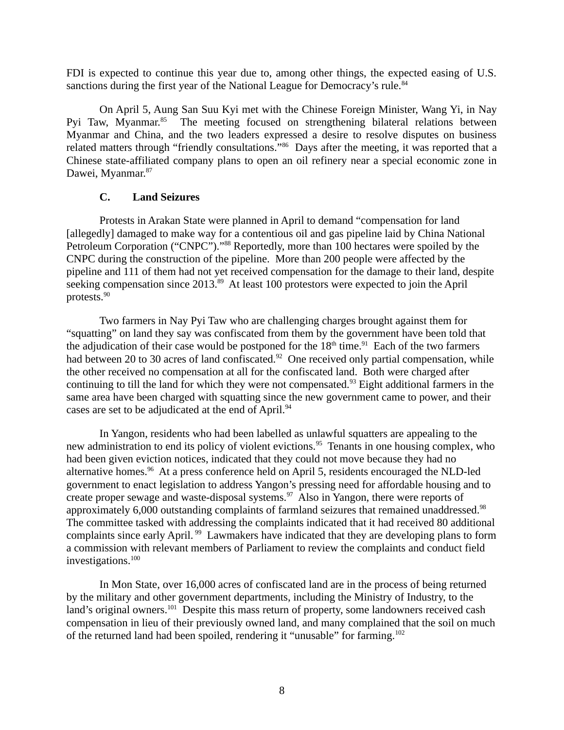FDI is expected to continue this year due to, among other things, the expected easing of U.S. sanctions during the first year of the National League for Democracy's rule.[84]

On April 5, Aung San Suu Kyi met with the Chinese Foreign Minister, Wang Yi, in Nay Pyi Taw, Myanmar.[85] The meeting focused on strengthening bilateral relations between Myanmar and China, and the two leaders expressed a desire to resolve disputes on business related matters through "friendly consultations."[86] Days after the meeting, it was reported that a Chinese state-affiliated company plans to open an oil refinery near a special economic zone in Dawei, Myanmar.[87]

### C. Land Seizures

Protests in Arakan State were planned in April to demand "compensation for land [allegedly] damaged to make way for a contentious oil and gas pipeline laid by China National Petroleum Corporation ("CNPC")."[88] Reportedly, more than 100 hectares were spoiled by the CNPC during the construction of the pipeline. More than 200 people were affected by the pipeline and 111 of them had not yet received compensation for the damage to their land, despite seeking compensation since 2013.[89] At least 100 protestors were expected to join the April protests.[90]

Two farmers in Nay Pyi Taw who are challenging charges brought against them for "squatting" on land they say was confiscated from them by the government have been told that the adjudication of their case would be postponed for the 18th time.[91] Each of the two farmers had between 20 to 30 acres of land confiscated.[92] One received only partial compensation, while the other received no compensation at all for the confiscated land. Both were charged after continuing to till the land for which they were not compensated.[93] Eight additional farmers in the same area have been charged with squatting since the new government came to power, and their cases are set to be adjudicated at the end of April.[94]

In Yangon, residents who had been labelled as unlawful squatters are appealing to the new administration to end its policy of violent evictions.[95] Tenants in one housing complex, who had been given eviction notices, indicated that they could not move because they had no alternative homes.[96] At a press conference held on April 5, residents encouraged the NLD-led government to enact legislation to address Yangon's pressing need for affordable housing and to create proper sewage and waste-disposal systems.[97] Also in Yangon, there were reports of approximately 6,000 outstanding complaints of farmland seizures that remained unaddressed.[98] The committee tasked with addressing the complaints indicated that it had received 80 additional complaints since early April.[99] Lawmakers have indicated that they are developing plans to form a commission with relevant members of Parliament to review the complaints and conduct field investigations.[100]

In Mon State, over 16,000 acres of confiscated land are in the process of being returned by the military and other government departments, including the Ministry of Industry, to the land's original owners.[101] Despite this mass return of property, some landowners received cash compensation in lieu of their previously owned land, and many complained that the soil on much of the returned land had been spoiled, rendering it "unusable" for farming.[102]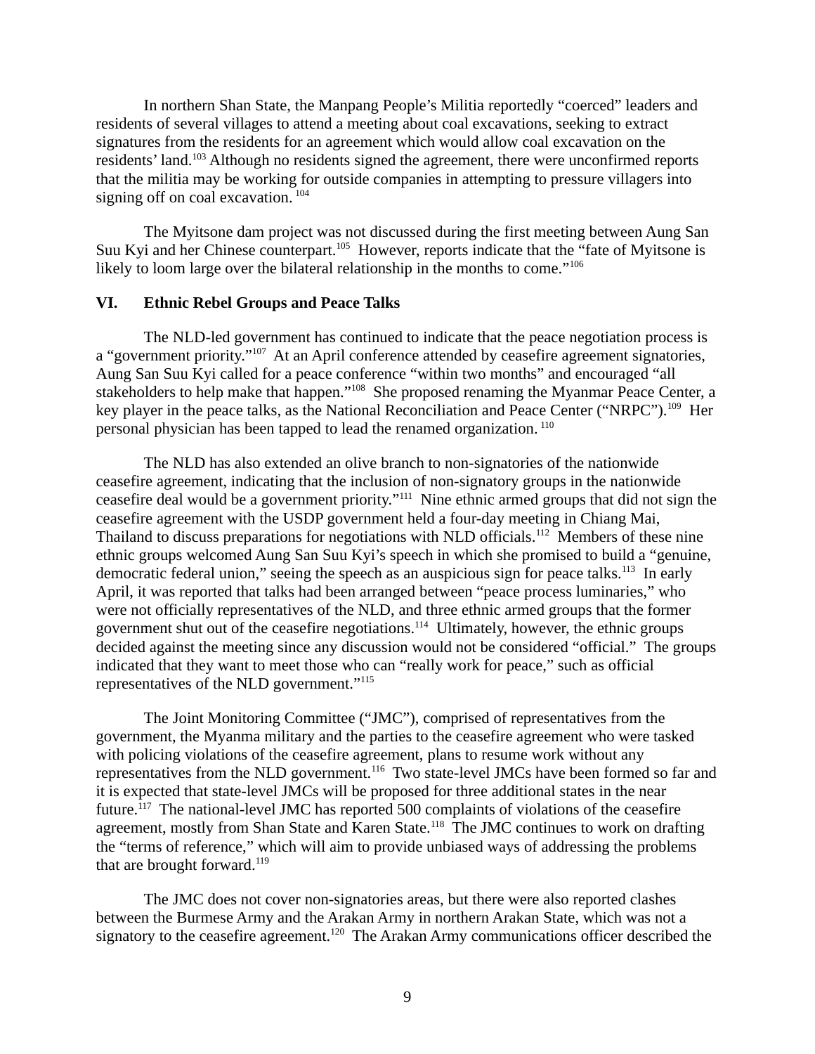In northern Shan State, the Manpang People's Militia reportedly "coerced" leaders and residents of several villages to attend a meeting about coal excavations, seeking to extract signatures from the residents for an agreement which would allow coal excavation on the residents' land.[103] Although no residents signed the agreement, there were unconfirmed reports that the militia may be working for outside companies in attempting to pressure villagers into signing off on coal excavation.[104]

The Myitsone dam project was not discussed during the first meeting between Aung San Suu Kyi and her Chinese counterpart.[105] However, reports indicate that the "fate of Myitsone is likely to loom large over the bilateral relationship in the months to come."[106]

## VI. Ethnic Rebel Groups and Peace Talks

The NLD-led government has continued to indicate that the peace negotiation process is a "government priority."[107] At an April conference attended by ceasefire agreement signatories, Aung San Suu Kyi called for a peace conference "within two months" and encouraged "all stakeholders to help make that happen."[108] She proposed renaming the Myanmar Peace Center, a key player in the peace talks, as the National Reconciliation and Peace Center ("NRPC").[109] Her personal physician has been tapped to lead the renamed organization.[110]

The NLD has also extended an olive branch to non-signatories of the nationwide ceasefire agreement, indicating that the inclusion of non-signatory groups in the nationwide ceasefire deal would be a government priority."[111] Nine ethnic armed groups that did not sign the ceasefire agreement with the USDP government held a four-day meeting in Chiang Mai, Thailand to discuss preparations for negotiations with NLD officials.[112] Members of these nine ethnic groups welcomed Aung San Suu Kyi's speech in which she promised to build a "genuine, democratic federal union," seeing the speech as an auspicious sign for peace talks.[113] In early April, it was reported that talks had been arranged between "peace process luminaries," who were not officially representatives of the NLD, and three ethnic armed groups that the former government shut out of the ceasefire negotiations.[114] Ultimately, however, the ethnic groups decided against the meeting since any discussion would not be considered "official." The groups indicated that they want to meet those who can "really work for peace," such as official representatives of the NLD government."[115]

The Joint Monitoring Committee ("JMC"), comprised of representatives from the government, the Myanma military and the parties to the ceasefire agreement who were tasked with policing violations of the ceasefire agreement, plans to resume work without any representatives from the NLD government.[116] Two state-level JMCs have been formed so far and it is expected that state-level JMCs will be proposed for three additional states in the near future.[117] The national-level JMC has reported 500 complaints of violations of the ceasefire agreement, mostly from Shan State and Karen State.[118] The JMC continues to work on drafting the "terms of reference," which will aim to provide unbiased ways of addressing the problems that are brought forward.[119]

The JMC does not cover non-signatories areas, but there were also reported clashes between the Burmese Army and the Arakan Army in northern Arakan State, which was not a signatory to the ceasefire agreement.[120] The Arakan Army communications officer described the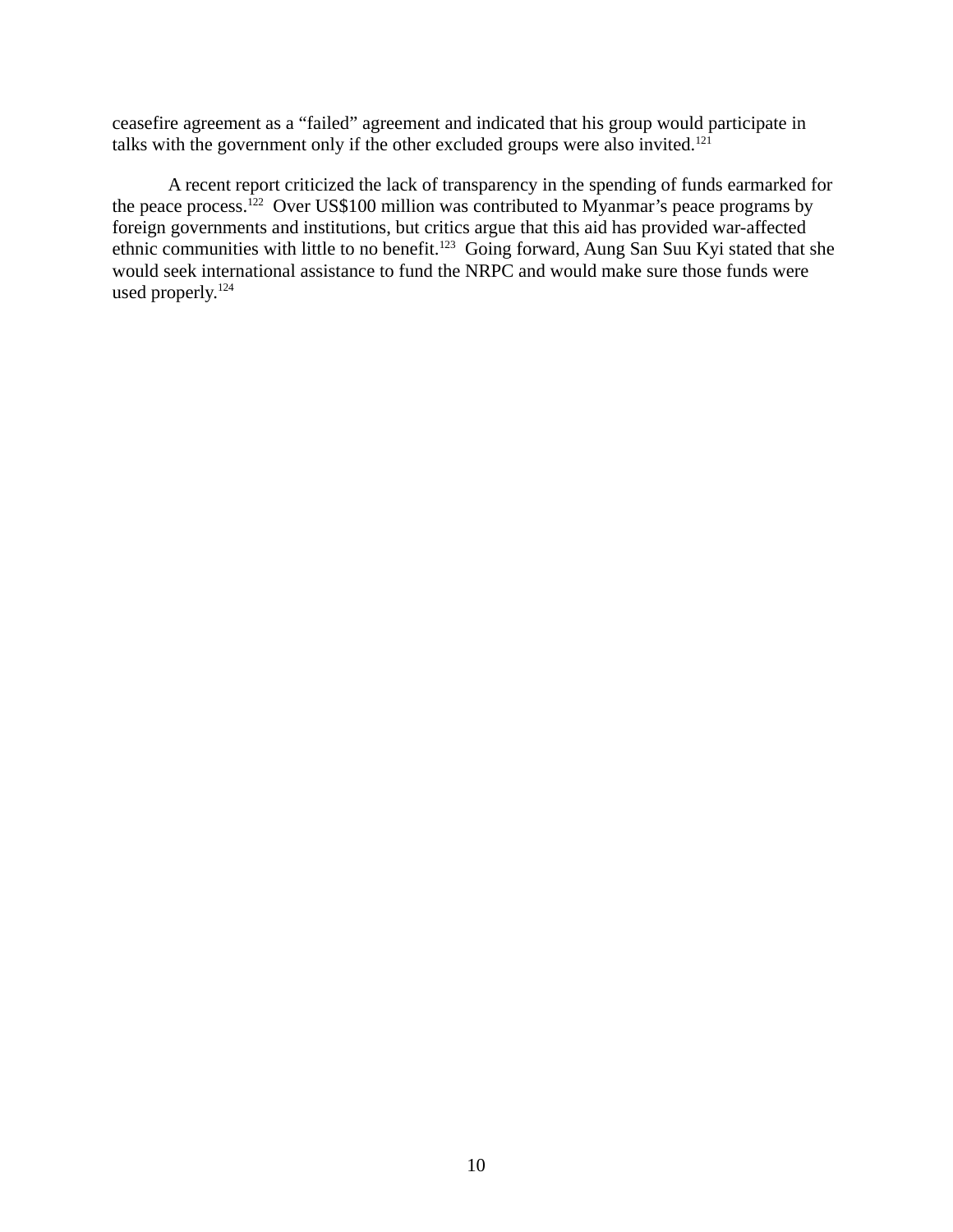ceasefire agreement as a "failed" agreement and indicated that his group would participate in talks with the government only if the other excluded groups were also invited.[121]

A recent report criticized the lack of transparency in the spending of funds earmarked for the peace process.[122] Over US$100 million was contributed to Myanmar's peace programs by foreign governments and institutions, but critics argue that this aid has provided war-affected ethnic communities with little to no benefit.[123] Going forward, Aung San Suu Kyi stated that she would seek international assistance to fund the NRPC and would make sure those funds were used properly.[124]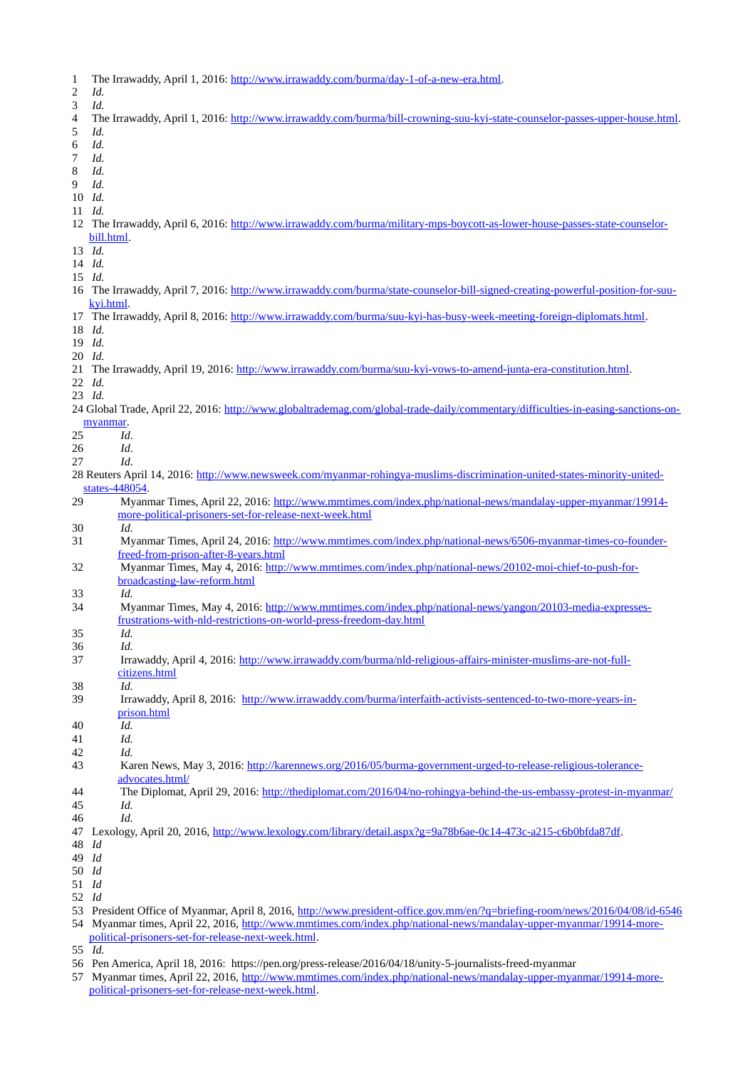1 The Irrawaddy, April 1, 2016: http://www.irrawaddy.com/burma/day-1-of-a-new-era.html.
2 *Id.*
3 *Id.*
4 The Irrawaddy, April 1, 2016: http://www.irrawaddy.com/burma/bill-crowning-suu-kyi-state-counselor-passes-upper-house.html.
5 *Id.*
6 *Id.*
7 *Id.*
8 *Id.*
9 *Id.*
10 *Id.*
11 *Id.*
12 The Irrawaddy, April 6, 2016: http://www.irrawaddy.com/burma/military-mps-boycott-as-lower-house-passes-state-counselor-bill.html.
13 *Id.*
14 *Id.*
15 *Id.*
16 The Irrawaddy, April 7, 2016: http://www.irrawaddy.com/burma/state-counselor-bill-signed-creating-powerful-position-for-suu-kyi.html.
17 The Irrawaddy, April 8, 2016: http://www.irrawaddy.com/burma/suu-kyi-has-busy-week-meeting-foreign-diplomats.html.
18 *Id.*
19 *Id.*
20 *Id.*
21 The Irrawaddy, April 19, 2016: http://www.irrawaddy.com/burma/suu-kyi-vows-to-amend-junta-era-constitution.html.
22 *Id.*
23 *Id.*
24 Global Trade, April 22, 2016: http://www.globaltrademag.com/global-trade-daily/commentary/difficulties-in-easing-sanctions-on-myanmar.
25 *Id.*
26 *Id.*
27 *Id.*
28 Reuters April 14, 2016: http://www.newsweek.com/myanmar-rohingya-muslims-discrimination-united-states-minority-united-states-448054.
29 Myanmar Times, April 22, 2016: http://www.mmtimes.com/index.php/national-news/mandalay-upper-myanmar/19914-more-political-prisoners-set-for-release-next-week.html
30 *Id.*
31 Myanmar Times, April 24, 2016: http://www.mmtimes.com/index.php/national-news/6506-myanmar-times-co-founder-freed-from-prison-after-8-years.html
32 Myanmar Times, May 4, 2016: http://www.mmtimes.com/index.php/national-news/20102-moi-chief-to-push-for-broadcasting-law-reform.html
33 *Id.*
34 Myanmar Times, May 4, 2016: http://www.mmtimes.com/index.php/national-news/yangon/20103-media-expresses-frustrations-with-nld-restrictions-on-world-press-freedom-day.html
35 *Id.*
36 *Id.*
37 Irrawaddy, April 4, 2016: http://www.irrawaddy.com/burma/nld-religious-affairs-minister-muslims-are-not-full-citizens.html
38 *Id.*
39 Irrawaddy, April 8, 2016: http://www.irrawaddy.com/burma/interfaith-activists-sentenced-to-two-more-years-in-prison.html
40 *Id.*
41 *Id.*
42 *Id.*
43 Karen News, May 3, 2016: http://karennews.org/2016/05/burma-government-urged-to-release-religious-tolerance-advocates.html/
44 The Diplomat, April 29, 2016: http://thediplomat.com/2016/04/no-rohingya-behind-the-us-embassy-protest-in-myanmar/
45 *Id.*
46 *Id.*
47 Lexology, April 20, 2016, http://www.lexology.com/library/detail.aspx?g=9a78b6ae-0c14-473c-a215-c6b0bfda87df.
48 *Id*
49 *Id*
50 *Id*
51 *Id*
52 *Id*
53 President Office of Myanmar, April 8, 2016, http://www.president-office.gov.mm/en/?q=briefing-room/news/2016/04/08/id-6546
54 Myanmar times, April 22, 2016, http://www.mmtimes.com/index.php/national-news/mandalay-upper-myanmar/19914-more-political-prisoners-set-for-release-next-week.html.
55 *Id.*
56 Pen America, April 18, 2016: https://pen.org/press-release/2016/04/18/unity-5-journalists-freed-myanmar
57 Myanmar times, April 22, 2016, http://www.mmtimes.com/index.php/national-news/mandalay-upper-myanmar/19914-more-political-prisoners-set-for-release-next-week.html.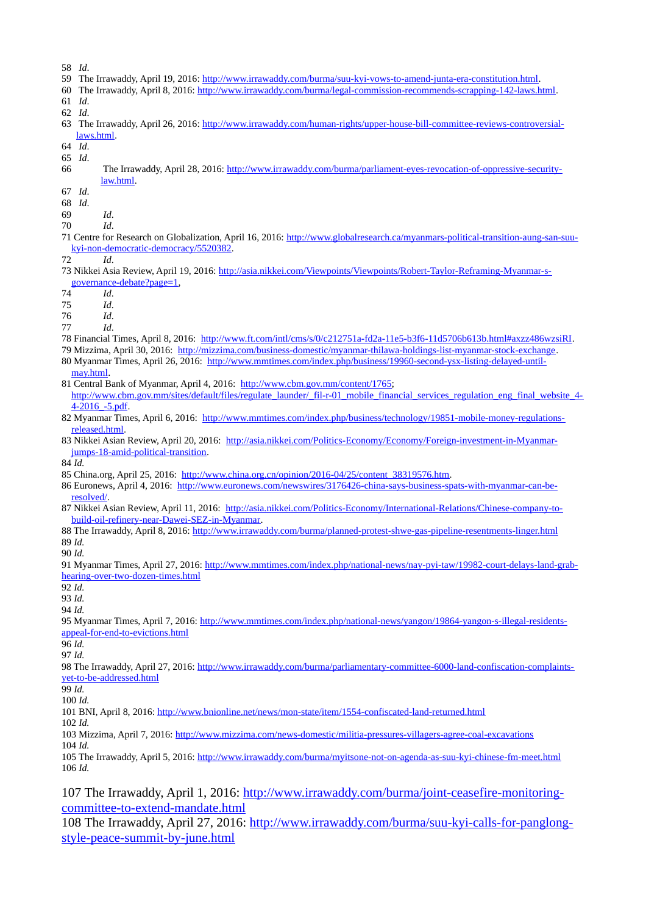58 *Id*.
59 The Irrawaddy, April 19, 2016: http://www.irrawaddy.com/burma/suu-kyi-vows-to-amend-junta-era-constitution.html.
60 The Irrawaddy, April 8, 2016: http://www.irrawaddy.com/burma/legal-commission-recommends-scrapping-142-laws.html.
61 *Id*.
62 *Id*.
63 The Irrawaddy, April 26, 2016: http://www.irrawaddy.com/human-rights/upper-house-bill-committee-reviews-controversial-laws.html.
64 *Id*.
65 *Id*.
66 The Irrawaddy, April 28, 2016: http://www.irrawaddy.com/burma/parliament-eyes-revocation-of-oppressive-security-law.html.
67 *Id*.
68 *Id*.
69 *Id*.
70 *Id*.
71 Centre for Research on Globalization, April 16, 2016: http://www.globalresearch.ca/myanmars-political-transition-aung-san-suu-kyi-non-democratic-democracy/5520382.
72 *Id*.
73 Nikkei Asia Review, April 19, 2016: http://asia.nikkei.com/Viewpoints/Viewpoints/Robert-Taylor-Reframing-Myanmar-s-governance-debate?page=1,
74 *Id*.
75 *Id*.
76 *Id*.
77 *Id*.
78 Financial Times, April 8, 2016: http://www.ft.com/intl/cms/s/0/c212751a-fd2a-11e5-b3f6-11d5706b613b.html#axzz486wzsiRI.
79 Mizzima, April 30, 2016: http://mizzima.com/business-domestic/myanmar-thilawa-holdings-list-myanmar-stock-exchange.
80 Myanmar Times, April 26, 2016: http://www.mmtimes.com/index.php/business/19960-second-ysx-listing-delayed-until-may.html.
81 Central Bank of Myanmar, April 4, 2016: http://www.cbm.gov.mm/content/1765; http://www.cbm.gov.mm/sites/default/files/regulate_launder/_fil-r-01_mobile_financial_services_regulation_eng_final_website_4-4-2016_-5.pdf.
82 Myanmar Times, April 6, 2016: http://www.mmtimes.com/index.php/business/technology/19851-mobile-money-regulations-released.html.
83 Nikkei Asian Review, April 20, 2016: http://asia.nikkei.com/Politics-Economy/Economy/Foreign-investment-in-Myanmar-jumps-18-amid-political-transition.
84 *Id.*
85 China.org, April 25, 2016: http://www.china.org.cn/opinion/2016-04/25/content_38319576.htm.
86 Euronews, April 4, 2016: http://www.euronews.com/newswires/3176426-china-says-business-spats-with-myanmar-can-be-resolved/.
87 Nikkei Asian Review, April 11, 2016: http://asia.nikkei.com/Politics-Economy/International-Relations/Chinese-company-to-build-oil-refinery-near-Dawei-SEZ-in-Myanmar.
88 The Irrawaddy, April 8, 2016: http://www.irrawaddy.com/burma/planned-protest-shwe-gas-pipeline-resentments-linger.html
89 *Id.*
90 *Id.*
91 Myanmar Times, April 27, 2016: http://www.mmtimes.com/index.php/national-news/nay-pyi-taw/19982-court-delays-land-grab-hearing-over-two-dozen-times.html
92 *Id.*
93 *Id.*
94 *Id.*
95 Myanmar Times, April 7, 2016: http://www.mmtimes.com/index.php/national-news/yangon/19864-yangon-s-illegal-residents-appeal-for-end-to-evictions.html
96 *Id.*
97 *Id.*
98 The Irrawaddy, April 27, 2016: http://www.irrawaddy.com/burma/parliamentary-committee-6000-land-confiscation-complaints-yet-to-be-addressed.html
99 *Id.*
100 *Id.*
101 BNI, April 8, 2016: http://www.bnionline.net/news/mon-state/item/1554-confiscated-land-returned.html
102 *Id.*
103 Mizzima, April 7, 2016: http://www.mizzima.com/news-domestic/militia-pressures-villagers-agree-coal-excavations
104 *Id.*
105 The Irrawaddy, April 5, 2016: http://www.irrawaddy.com/burma/myitsone-not-on-agenda-as-suu-kyi-chinese-fm-meet.html
106 *Id.*

107 The Irrawaddy, April 1, 2016: http://www.irrawaddy.com/burma/joint-ceasefire-monitoring-committee-to-extend-mandate.html
108 The Irrawaddy, April 27, 2016: http://www.irrawaddy.com/burma/suu-kyi-calls-for-panglong-style-peace-summit-by-june.html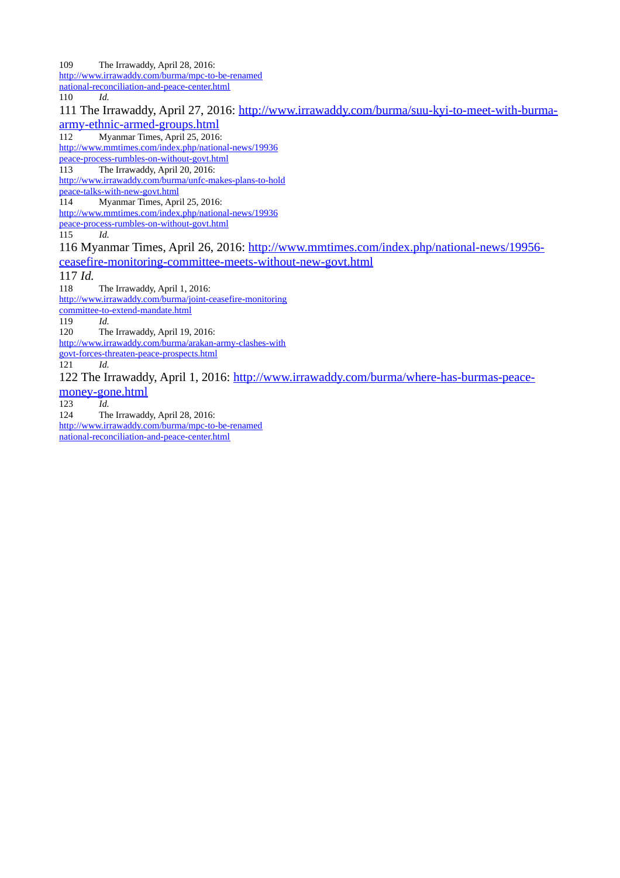109 The Irrawaddy, April 28, 2016: http://www.irrawaddy.com/burma/mpc-to-be-renamed national-reconciliation-and-peace-center.html

110 *Id.*

111 The Irrawaddy, April 27, 2016: http://www.irrawaddy.com/burma/suu-kyi-to-meet-with-burma-army-ethnic-armed-groups.html

112 Myanmar Times, April 25, 2016: http://www.mmtimes.com/index.php/national-news/19936 peace-process-rumbles-on-without-govt.html

113 The Irrawaddy, April 20, 2016: http://www.irrawaddy.com/burma/unfc-makes-plans-to-hold peace-talks-with-new-govt.html

114 Myanmar Times, April 25, 2016: http://www.mmtimes.com/index.php/national-news/19936 peace-process-rumbles-on-without-govt.html

115 *Id.*

116 Myanmar Times, April 26, 2016: http://www.mmtimes.com/index.php/national-news/19956-ceasefire-monitoring-committee-meets-without-new-govt.html

117 *Id.*

118 The Irrawaddy, April 1, 2016: http://www.irrawaddy.com/burma/joint-ceasefire-monitoring committee-to-extend-mandate.html

119 *Id.*

120 The Irrawaddy, April 19, 2016: http://www.irrawaddy.com/burma/arakan-army-clashes-with govt-forces-threaten-peace-prospects.html

121 *Id.*

122 The Irrawaddy, April 1, 2016: http://www.irrawaddy.com/burma/where-has-burmas-peace-money-gone.html

123 *Id.*

124 The Irrawaddy, April 28, 2016: http://www.irrawaddy.com/burma/mpc-to-be-renamed national-reconciliation-and-peace-center.html